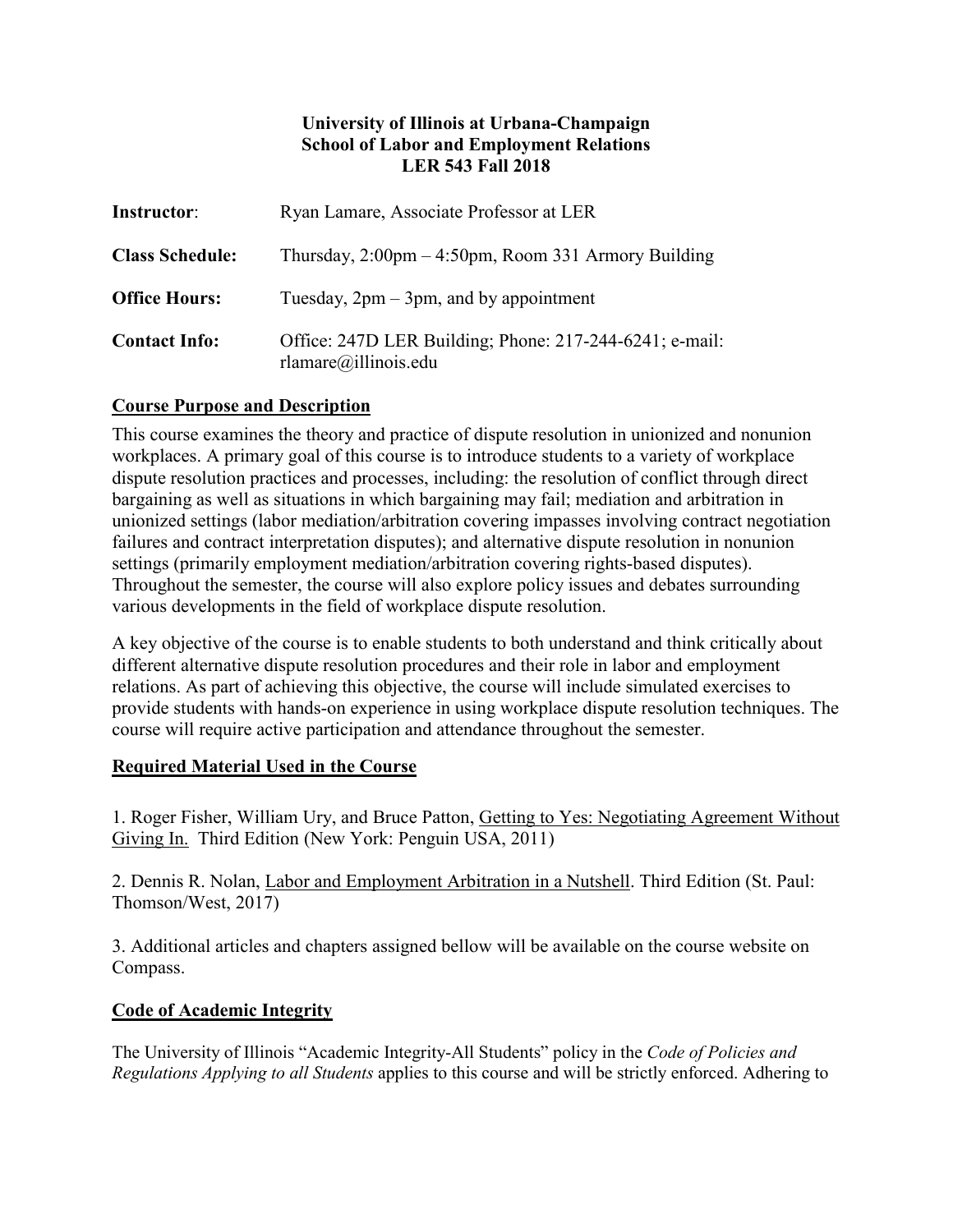**University of Illinois at Urbana-Champaign**
**School of Labor and Employment Relations**
**LER 543 Fall 2018**

| | |
|---|---|
| **Instructor**: | Ryan Lamare, Associate Professor at LER |
| **Class Schedule:** | Thursday, 2:00pm – 4:50pm, Room 331 Armory Building |
| **Office Hours:** | Tuesday, 2pm – 3pm, and by appointment |
| **Contact Info:** | Office: 247D LER Building; Phone: 217-244-6241; e-mail: rlamare@illinois.edu |

## Course Purpose and Description

This course examines the theory and practice of dispute resolution in unionized and nonunion workplaces. A primary goal of this course is to introduce students to a variety of workplace dispute resolution practices and processes, including: the resolution of conflict through direct bargaining as well as situations in which bargaining may fail; mediation and arbitration in unionized settings (labor mediation/arbitration covering impasses involving contract negotiation failures and contract interpretation disputes); and alternative dispute resolution in nonunion settings (primarily employment mediation/arbitration covering rights-based disputes). Throughout the semester, the course will also explore policy issues and debates surrounding various developments in the field of workplace dispute resolution.

A key objective of the course is to enable students to both understand and think critically about different alternative dispute resolution procedures and their role in labor and employment relations. As part of achieving this objective, the course will include simulated exercises to provide students with hands-on experience in using workplace dispute resolution techniques. The course will require active participation and attendance throughout the semester.

## Required Material Used in the Course

1. Roger Fisher, William Ury, and Bruce Patton, Getting to Yes: Negotiating Agreement Without Giving In. Third Edition (New York: Penguin USA, 2011)

2. Dennis R. Nolan, Labor and Employment Arbitration in a Nutshell. Third Edition (St. Paul: Thomson/West, 2017)

3. Additional articles and chapters assigned bellow will be available on the course website on Compass.

## Code of Academic Integrity

The University of Illinois "Academic Integrity-All Students" policy in the *Code of Policies and Regulations Applying to all Students* applies to this course and will be strictly enforced. Adhering to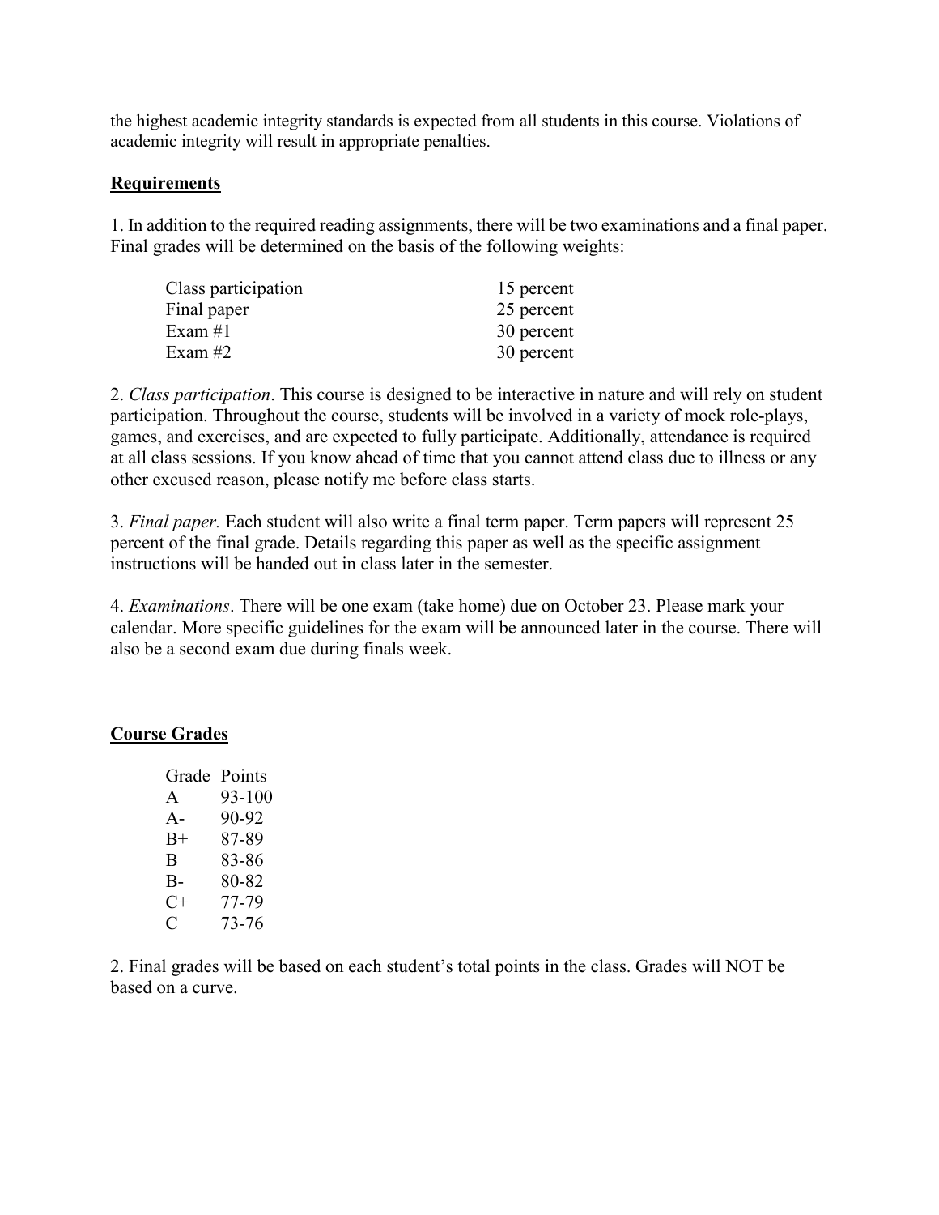the highest academic integrity standards is expected from all students in this course. Violations of academic integrity will result in appropriate penalties.

**Requirements**

1. In addition to the required reading assignments, there will be two examinations and a final paper. Final grades will be determined on the basis of the following weights:

| | |
|---|---|
| Class participation | 15 percent |
| Final paper | 25 percent |
| Exam #1 | 30 percent |
| Exam #2 | 30 percent |

2. *Class participation*. This course is designed to be interactive in nature and will rely on student participation. Throughout the course, students will be involved in a variety of mock role-plays, games, and exercises, and are expected to fully participate. Additionally, attendance is required at all class sessions. If you know ahead of time that you cannot attend class due to illness or any other excused reason, please notify me before class starts.

3. *Final paper.* Each student will also write a final term paper. Term papers will represent 25 percent of the final grade. Details regarding this paper as well as the specific assignment instructions will be handed out in class later in the semester.

4. *Examinations*. There will be one exam (take home) due on October 23. Please mark your calendar. More specific guidelines for the exam will be announced later in the course. There will also be a second exam due during finals week.

**Course Grades**

| Grade | Points |
|---|---|
| A | 93-100 |
| A- | 90-92 |
| B+ | 87-89 |
| B | 83-86 |
| B- | 80-82 |
| C+ | 77-79 |
| C | 73-76 |

2. Final grades will be based on each student's total points in the class. Grades will NOT be based on a curve.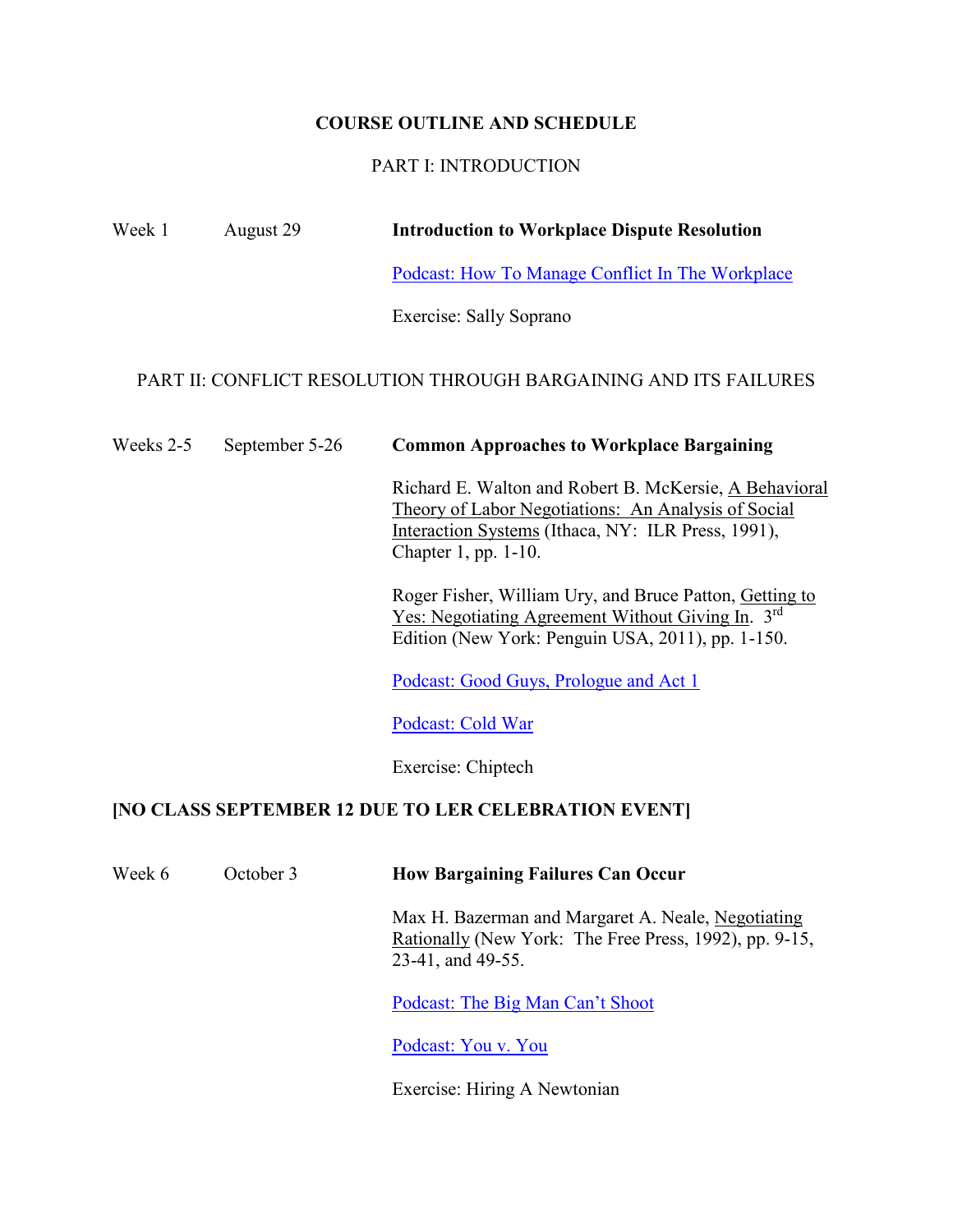**COURSE OUTLINE AND SCHEDULE**

PART I: INTRODUCTION

Week 1 August 29 **Introduction to Workplace Dispute Resolution**

Podcast: How To Manage Conflict In The Workplace

Exercise: Sally Soprano

PART II: CONFLICT RESOLUTION THROUGH BARGAINING AND ITS FAILURES

Weeks 2-5 September 5-26 **Common Approaches to Workplace Bargaining**

Richard E. Walton and Robert B. McKersie, A Behavioral Theory of Labor Negotiations: An Analysis of Social Interaction Systems (Ithaca, NY: ILR Press, 1991), Chapter 1, pp. 1-10.

Roger Fisher, William Ury, and Bruce Patton, Getting to Yes: Negotiating Agreement Without Giving In. 3rd Edition (New York: Penguin USA, 2011), pp. 1-150.

Podcast: Good Guys, Prologue and Act 1

Podcast: Cold War

Exercise: Chiptech

**[NO CLASS SEPTEMBER 12 DUE TO LER CELEBRATION EVENT]**

Week 6 October 3 **How Bargaining Failures Can Occur**

Max H. Bazerman and Margaret A. Neale, Negotiating Rationally (New York: The Free Press, 1992), pp. 9-15, 23-41, and 49-55.

Podcast: The Big Man Can't Shoot

Podcast: You v. You

Exercise: Hiring A Newtonian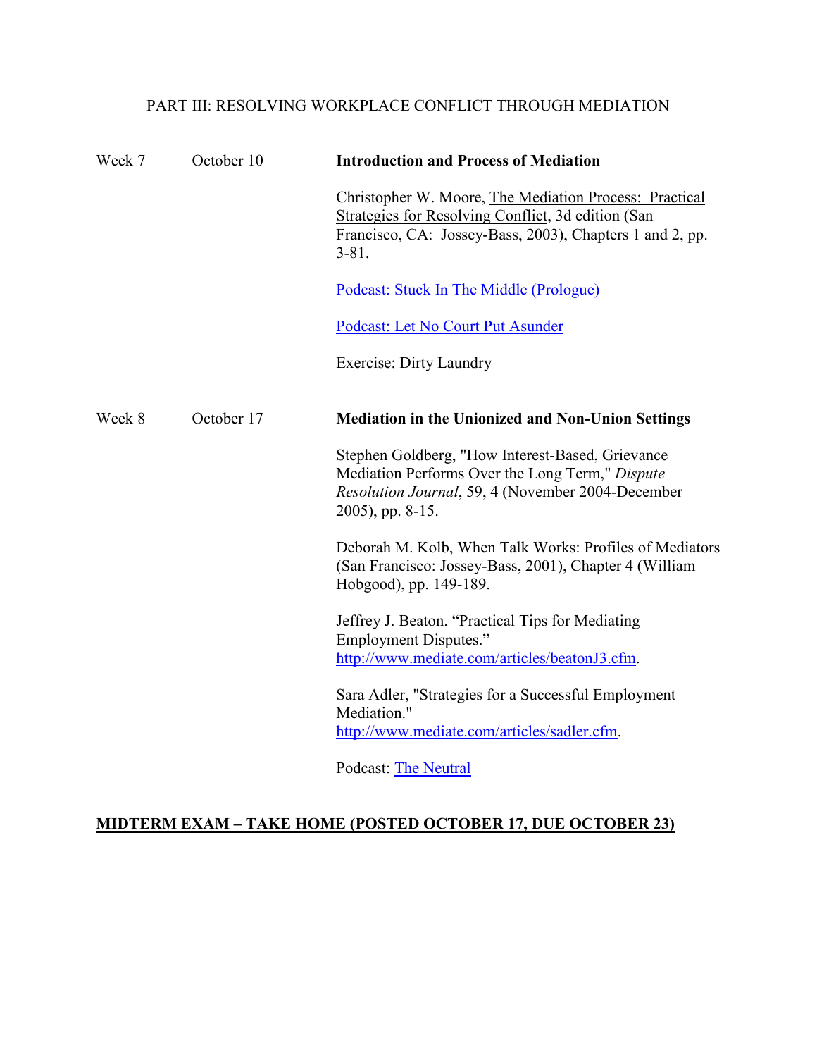PART III: RESOLVING WORKPLACE CONFLICT THROUGH MEDIATION

Week 7 October 10 **Introduction and Process of Mediation**

Christopher W. Moore, The Mediation Process: Practical Strategies for Resolving Conflict, 3d edition (San Francisco, CA: Jossey-Bass, 2003), Chapters 1 and 2, pp. 3-81.

Podcast: Stuck In The Middle (Prologue)

Podcast: Let No Court Put Asunder

Exercise: Dirty Laundry

Week 8 October 17 **Mediation in the Unionized and Non-Union Settings**

Stephen Goldberg, "How Interest-Based, Grievance Mediation Performs Over the Long Term," *Dispute Resolution Journal*, 59, 4 (November 2004-December 2005), pp. 8-15.

Deborah M. Kolb, When Talk Works: Profiles of Mediators (San Francisco: Jossey-Bass, 2001), Chapter 4 (William Hobgood), pp. 149-189.

Jeffrey J. Beaton. "Practical Tips for Mediating Employment Disputes." http://www.mediate.com/articles/beatonJ3.cfm.

Sara Adler, "Strategies for a Successful Employment Mediation." http://www.mediate.com/articles/sadler.cfm.

Podcast: The Neutral

**MIDTERM EXAM – TAKE HOME (POSTED OCTOBER 17, DUE OCTOBER 23)**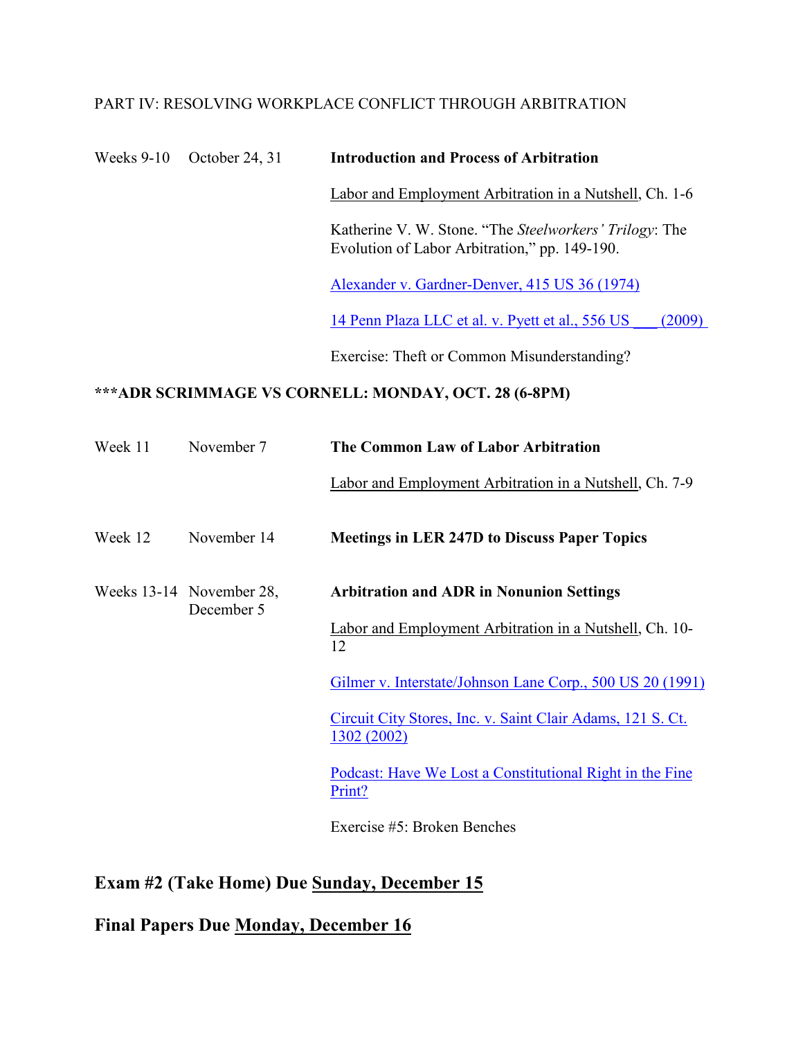PART IV: RESOLVING WORKPLACE CONFLICT THROUGH ARBITRATION

| | | |
|---|---|---|
| Weeks 9-10 | October 24, 31 | **Introduction and Process of Arbitration** |
| | | Labor and Employment Arbitration in a Nutshell, Ch. 1-6 |
| | | Katherine V. W. Stone. "The *Steelworkers' Trilogy*: The Evolution of Labor Arbitration," pp. 149-190. |
| | | Alexander v. Gardner-Denver, 415 US 36 (1974) |
| | | 14 Penn Plaza LLC et al. v. Pyett et al., 556 US ___ (2009) |
| | | Exercise: Theft or Common Misunderstanding? |

**\*\*\*ADR SCRIMMAGE VS CORNELL: MONDAY, OCT. 28 (6-8PM)**

| | | |
|---|---|---|
| Week 11 | November 7 | **The Common Law of Labor Arbitration** |
| | | Labor and Employment Arbitration in a Nutshell, Ch. 7-9 |
| Week 12 | November 14 | **Meetings in LER 247D to Discuss Paper Topics** |
| Weeks 13-14 | November 28, December 5 | **Arbitration and ADR in Nonunion Settings** |
| | | Labor and Employment Arbitration in a Nutshell, Ch. 10-12 |
| | | Gilmer v. Interstate/Johnson Lane Corp., 500 US 20 (1991) |
| | | Circuit City Stores, Inc. v. Saint Clair Adams, 121 S. Ct. 1302 (2002) |
| | | Podcast: Have We Lost a Constitutional Right in the Fine Print? |
| | | Exercise #5: Broken Benches |

## Exam #2 (Take Home) Due Sunday, December 15

## Final Papers Due Monday, December 16